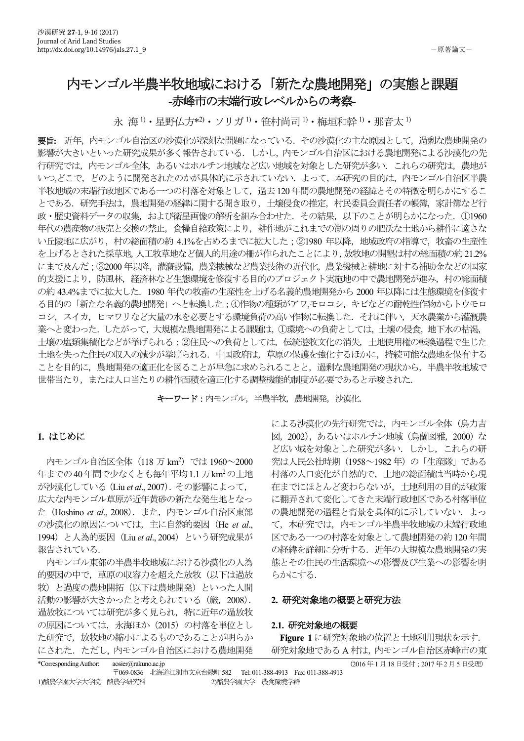－原著論文－

# 内モンゴル半農半牧地域における「新たな農地開発」の実態と課題
## -赤峰市の末端行政レベルからの考察-

永 海[1]・星野仏方*[2]・ソリガ[1]・笹村尚司[1]・梅垣和幹[1]・那音太[1]

**要旨:** 近年，内モンゴル自治区の沙漠化が深刻な問題になっている．その沙漠化の主な原因として，過剰な農地開発の影響が大きいといった研究成果が多く報告されている．しかし，内モンゴル自治区における農地開発による沙漠化の先行研究では，内モンゴル全体，あるいはホルチン地域など広い地域を対象とした研究が多い．これらの研究は，農地がいつ,どこで，どのように開発されたのかが具体的に示されていない．よって，本研究の目的は，内モンゴル自治区半農半牧地域の末端行政地区である一つの村落を対象として，過去120年間の農地開発の経緯とその特徴を明らかにすることである．研究手法は，農地開発の経緯に関する聞き取り，土壌侵食の推定，村民委員会責任者の帳簿，家計簿など行政・歴史資料データの収集，および衛星画像の解析を組み合わせた．その結果，以下のことが明らかになった．①1960年代の農産物の販売と交換の禁止，食糧自給政策により，耕作地がこれまでの湖の周りの肥沃な土地から耕作に適さない丘陵地に広がり，村の総面積の約4.1%を占めるまでに拡大した；②1980年以降，地域政府の指導で，牧畜の生産性を上げるとされた採草地，人工牧草地など個人的用途の柵が作られたことにより，放牧地の開墾は村の総面積の約21.2%にまで及んだ；③2000年以降，灌漑設備，農業機械など農業技術の近代化，農業機械と耕地に対する補助金などの国家的支援により，防風林，経済林など生態環境を修復する目的のプロジェクト実施地の中で農地開発が進み，村の総面積の約43.4%までに拡大した．1980年代の牧畜の生産性を上げる名義的農地開発から2000年以降には生態環境を修復する目的の「新たな名義的農地開発」へと転換した；④作物の種類がアワ,モロコシ，キビなどの耐乾性作物からトウモロコシ，スイカ，ヒマワリなど大量の水を必要とする環境負荷の高い作物に転換した．それに伴い，天水農業から灌漑農業へと変わった．したがって，大規模な農地開発による課題は，①環境への負荷としては，土壌の侵食，地下水の枯渇，土壌の塩類集積化などが挙げられる；②住民への負荷としては，伝統遊牧文化の消失，土地使用権の転換過程で生じた土地を失った住民の収入の減少が挙げられる．中国政府は，草原の保護を強化するほかに，持続可能な農地を保有することを目的に，農地開発の適正化を図ることが早急に求められることと，過剰な農地開発の現状から，半農半牧地域で世帯当たり，または人口当たりの耕作面積を適正化する調整機能的制度が必要であると示唆された．

**キーワード**；内モンゴル，半農半牧，農地開発，沙漠化．

## 1. はじめに

内モンゴル自治区全体（118万km$^2$）では1960～2000年までの40年間で少なくとも毎年平均1.1万km$^2$の土地が沙漠化している（Liu *et al*., 2007）．その影響によって，広大な内モンゴル草原が近年黄砂の新たな発生地となった（Hoshino *et al*., 2008）．また，内モンゴル自治区東部の沙漠化の原因については，主に自然的要因（He *et al*., 1994）と人為的要因（Liu *et al*., 2004）という研究成果が報告されている．

内モンゴル東部の半農半牧地域における沙漠化の人為的要因の中で，草原の収容力を超えた放牧（以下は過放牧）と過度の農地開拓（以下は農地開発）といった人間活動の影響が大きかったと考えられている（厳，2008）．過放牧については研究が多く見られ，特に近年の過放牧の原因については，永海ほか（2015）の村落を単位とした研究で，放牧地の縮小によるものであることが明らかにされた．ただし，内モンゴル自治区における農地開発による沙漠化の先行研究では，内モンゴル全体（烏力吉図，2002），あるいはホルチン地域（烏蘭図雅，2000）など広い域を対象とした研究が多い．しかし，これらの研究は人民公社時期（1958～1982年）の「生産隊」である村落の人口変化が自然的で，土地の総面積は当時から現在までにほとんど変わらないが，土地利用の目的が政策に翻弄されて変化してきた末端行政地区である村落単位の農地開発の過程と背景を具体的に示していない．よって，本研究では，内モンゴル半農半牧地域の末端行政地区である一つの村落を対象として農地開発の約120年間の経緯を詳細に分析する．近年の大規模な農地開発の実態とその住民の生活環境への影響及び生業への影響を明らかにする．

## 2. 研究対象地の概要と研究方法

### 2.1. 研究対象地の概要

**Figure 1** に研究対象地の位置と土地利用現状を示す．研究対象地であるA村は，内モンゴル自治区赤峰市の東

*Corresponding Author: aosier@rakuno.ac.jp
〒069-0836 北海道江別市文京台緑町582 Tel: 011-388-4913 Fax: 011-388-4913
1)酪農学園大学大学院 酪農学研究科 2)酪農学園大学 農食環境学群

（2016年1月18日受付；2017年2月5日受理）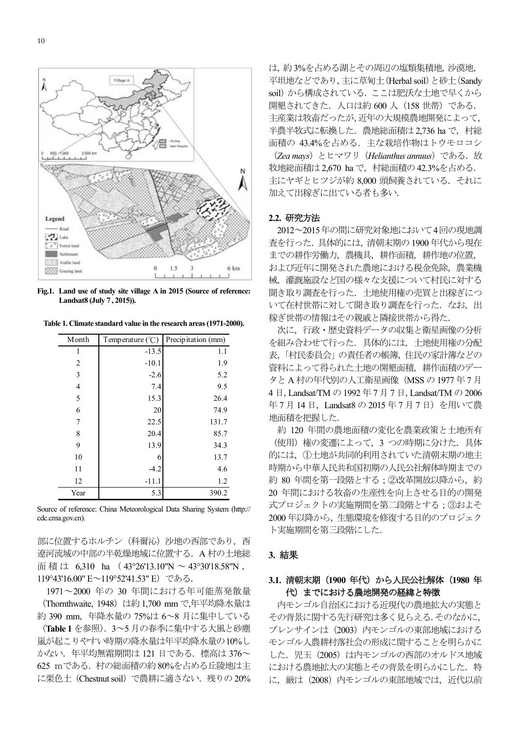Fig.1. Land use of study site village A in 2015 (Source of reference: Landsat8 (July 7 , 2015)).

Table 1. Climate standard value in the research areas (1971-2000).

| Month | Temperature (℃) | Precipitation (mm) |
|---|---|---|
| 1 | -13.5 | 1.1 |
| 2 | -10.1 | 1.9 |
| 3 | -2.6 | 5.2 |
| 4 | 7.4 | 9.5 |
| 5 | 15.3 | 26.4 |
| 6 | 20 | 74.9 |
| 7 | 22.5 | 131.7 |
| 8 | 20.4 | 85.7 |
| 9 | 13.9 | 34.3 |
| 10 | 6 | 13.7 |
| 11 | -4.2 | 4.6 |
| 12 | -11.1 | 1.2 |
| Year | 5.3 | 390.2 |

Source of reference: China Meteorological Data Sharing System (http://cdc.cma.gov.cn).

部に位置するホルチン（科爾沁）沙地の西部であり，西遼河流域の中部の半乾燥地域に位置する．A 村の土地総面積は 6,310 ha（43°26'13.10"N ～ 43°30'18.58"N , 119°43'16.00" E～119°52'41.53" E）である．

1971～2000 年の 30 年間における年可能蒸発散量（Thornthwaite, 1948）は約 1,700 mm で,年平均降水量は約 390 mm，年降水量の 75%は 6～8 月に集中している（**Table 1** を参照）．3～5 月の春季に集中する大風と砂塵嵐が起こりやすい時期の降水量は年平均降水量の 10%しかない．年平均無霜期間は 121 日である．標高は 376～625 m である．村の総面積の約 80%を占める丘陵地は主に栗色土（Chestnut soil）で農耕に適さない．残りの 20%は，約 3%を占める湖とその周辺の塩類集積地，沙漠地，平坦地などであり，主に草甸土（Herbal soil）と砂土（Sandy soil）から構成されている．ここは肥沃な土地で早くから開墾されてきた．人口は約 600 人（158 世帯）である．主産業は牧畜だったが，近年の大規模農地開発によって，半農半牧式に転換した．農地総面積は 2,736 ha で，村総面積の 43.4%を占める．主な栽培作物はトウモロコシ（*Zea mays*）とヒマワリ（*Helianthus annuus*）である．放牧地総面積は 2,670 ha で，村総面積の 42.3%を占める．主にヤギとヒツジが約 8,000 頭飼養されている．それに加えて出稼ぎに出ている者も多い．

### 2.2. 研究方法

2012～2015 年の間に研究対象地において 4 回の現地調査を行った．具体的には，清朝末期の 1900 年代から現在までの耕作労働力，農機具，耕作面積，耕作地の位置，および近年に開発された農地における税金免除，農業機械，灌漑施設など国の様々な支援について村民に対する聞き取り調査を行った．土地使用権の売買と出稼ぎについて在村世帯に対して聞き取り調査を行った．なお，出稼ぎ世帯の情報はその親戚と隣接世帯から得た．

次に，行政・歴史資料データの収集と衛星画像の分析を組み合わせて行った．具体的には，土地使用権の分配表，「村民委員会」の責任者の帳簿，住民の家計簿などの資料によって得られた土地の開墾面積，耕作面積のデータと A 村の年代別の人工衛星画像（MSS の 1977 年 7 月 4 日, Landsat/TM の 1992 年 7 月 7 日, Landsat/TM の 2006 年 7 月 14 日，Landsat8 の 2015 年 7 月 7 日）を用いて農地面積を把握した．

約 120 年間の農地面積の変化を農業政策と土地所有（使用）権の変遷によって，3 つの時期に分けた．具体的には，①土地が共同的利用されていた清朝末期の地主時期から中華人民共和国初期の人民公社解体時期までの約 80 年間を第一段階とする；②改革開放以降から，約 20 年間における牧畜の生産性を向上させる目的の開発式プロジェクトの実施期間を第二段階とする；③およそ 2000 年以降から，生態環境を修復する目的のプロジェクト実施期間を第三段階にした．

## 3. 結果

### 3.1. 清朝末期（1900 年代）から人民公社解体（1980 年代）までにおける農地開発の経緯と特徴

内モンゴル自治区における近現代の農地拡大の実態とその背景に関する先行研究は多く見らえる．そのなかに，ブレンサインは（2003）内モンゴルの東部地域におけるモンゴル人農耕村落社会の形成に関することを明らかにした．児玉（2005）は内モンゴルの西部のオルドス地域における農地拡大の実態とその背景を明らかにした．特に，厳は（2008）内モンゴルの東部地域では，近代以前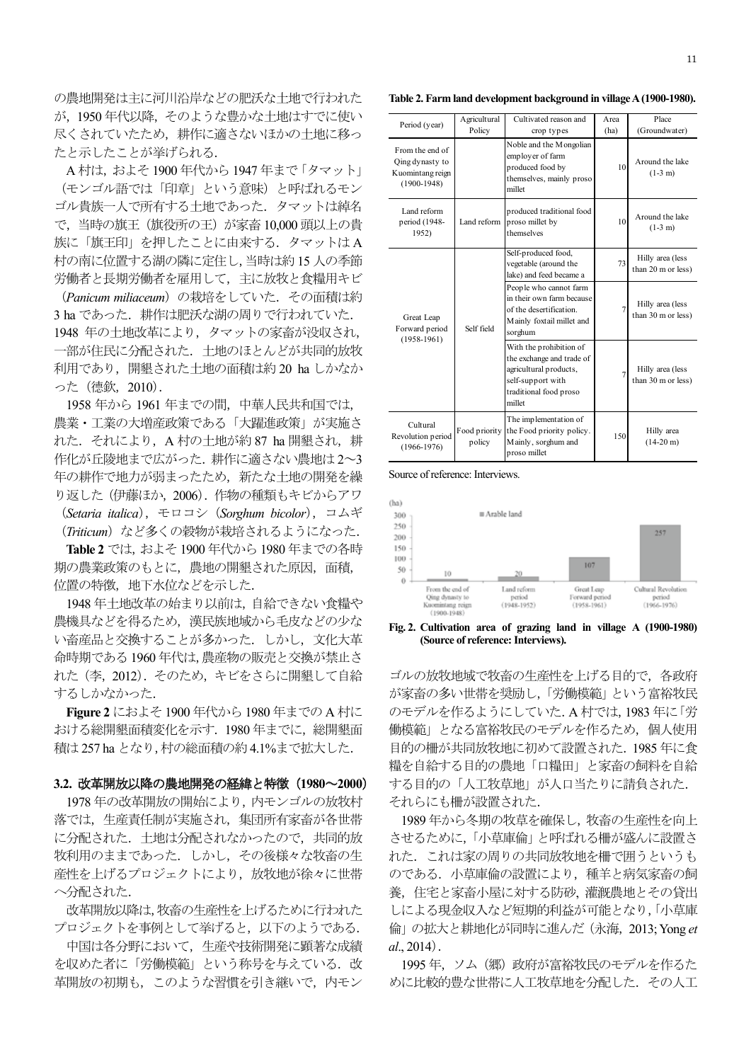の農地開発は主に河川沿岸などの肥沃な土地で行われたが，1950 年代以降，そのような豊かな土地はすでに使い尽くされていたため，耕作に適さないほかの土地に移ったと示したことが挙げられる．

A 村は，およそ 1900 年代から 1947 年まで「タマット」（モンゴル語では「印章」という意味）と呼ばれるモンゴル貴族一人で所有する土地であった．タマットは綽名で，当時の旗王（旗役所の王）が家畜 10,000 頭以上の貴族に「旗王印」を押したことに由来する．タマットは A 村の南に位置する湖の隣に定住し，当時は約 15 人の季節労働者と長期労働者を雇用して，主に放牧と食糧用キビ（*Panicum miliaceum*）の栽培をしていた．その面積は約 3 ha であった．耕作は肥沃な湖の周りで行われていた．1948 年の土地改革により，タマットの家畜が没収され，一部が住民に分配された．土地のほとんどが共同的放牧利用であり，開墾された土地の面積は約 20 ha しかなかった（德欽，2010）．

1958 年から 1961 年までの間，中華人民共和国では，農業・工業の大増産政策である「大躍進政策」が実施された．それにより，A 村の土地が約 87 ha 開墾され，耕作化が丘陵地まで広がった．耕作に適さない農地は 2〜3 年の耕作で地力が弱まったため，新たな土地の開発を繰り返した（伊藤ほか，2006）．作物の種類もキビからアワ（*Setaria italica*），モロコシ（*Sorghum bicolor*），コムギ（*Triticum*）など多くの穀物が栽培されるようになった．

**Table 2** では，およそ 1900 年代から 1980 年までの各時期の農業政策のもとに，農地の開墾された原因，面積，位置の特徴，地下水位などを示した．

1948 年土地改革の始まり以前は，自給できない食糧や農機具などを得るため，漢民族地域から毛皮などの少ない畜産品と交換することが多かった．しかし，文化大革命時期である 1960 年代は，農産物の販売と交換が禁止された（李，2012）．そのため，キビをさらに開墾して自給するしかなかった．

**Figure 2** におよそ 1900 年代から 1980 年までの A 村における総開墾面積変化を示す．1980 年までに，総開墾面積は 257 ha となり，村の総面積の約 4.1%まで拡大した．

### 3.2. 改革開放以降の農地開発の経緯と特徴（1980〜2000）

1978 年の改革開放の開始により，内モンゴルの放牧村落では，生産責任制が実施され，集団所有家畜が各世帯に分配された．土地は分配されなかったので，共同的放牧利用のままであった．しかし，その後様々な牧畜の生産性を上げるプロジェクトにより，放牧地が徐々に世帯へ分配された．

改革開放以降は，牧畜の生産性を上げるために行われたプロジェクトを事例として挙げると，以下のようである．

中国は各分野において，生産や技術開発に顕著な成績を収めた者に「労働模範」という称号を与えている．改革開放の初期も，このような習慣を引き継いで，内モンゴルの放牧地域で牧畜の生産性を上げる目的で，各政府が家畜の多い世帯を奨励し，「労働模範」という富裕牧民のモデルを作るようにしていた．A 村では，1983 年に「労働模範」となる富裕牧民のモデルを作るため，個人使用目的の柵が共同放牧地に初めて設置された．1985 年に食糧を自給する目的の農地「口糧田」と家畜の飼料を自給する目的の「人工牧草地」が人口当たりに請負された．それらにも柵が設置された．

1989 年から冬期の牧草を確保し，牧畜の生産性を向上させるために，「小草庫倫」と呼ばれる柵が盛んに設置された．これは家の周りの共同放牧地を柵で囲うというものである．小草庫倫の設置により，種羊と病気家畜の飼養，住宅と家畜小屋に対する防砂，灌漑農地とその貸出しによる現金収入など短期的利益が可能となり，「小草庫倫」の拡大と耕地化が同時に進んだ（永海，2013; Yong *et al*., 2014）．

1995 年，ソム（郷）政府が富裕牧民のモデルを作るために比較的豊な世帯に人工牧草地を分配した．その人工

**Table 2. Farm land development background in village A (1900-1980).**

| Period (year) | Agricultural Policy | Cultivated reason and crop types | Area (ha) | Place (Groundwater) |
|---|---|---|---|---|
| From the end of Qing dynasty to Kuomintang reign (1900-1948) | | Noble and the Mongolian employer of farm produced food by themselves, mainly proso millet | 10 | Around the lake (1-3 m) |
| Land reform period (1948-1952) | Land reform | produced traditional food proso millet by themselves | 10 | Around the lake (1-3 m) |
| Great Leap Forward period (1958-1961) | Self field | Self-produced food, vegetable (around the lake) and feed became a | 73 | Hilly area (less than 20 m or less) |
| | | People who cannot farm in their own farm because of the desertification. Mainly foxtail millet and sorghum | 7 | Hilly area (less than 30 m or less) |
| | | With the prohibition of the exchange and trade of agricultural products, self-support with traditional food proso millet | 7 | Hilly area (less than 30 m or less) |
| Cultural Revolution period (1966-1976) | Food priority policy | The implementation of the Food priority policy. Mainly, sorghum and proso millet | 150 | Hilly area (14-20 m) |

Source of reference: Interviews.

**Fig. 2. Cultivation area of grazing land in village A (1900-1980) (Source of reference: Interviews).**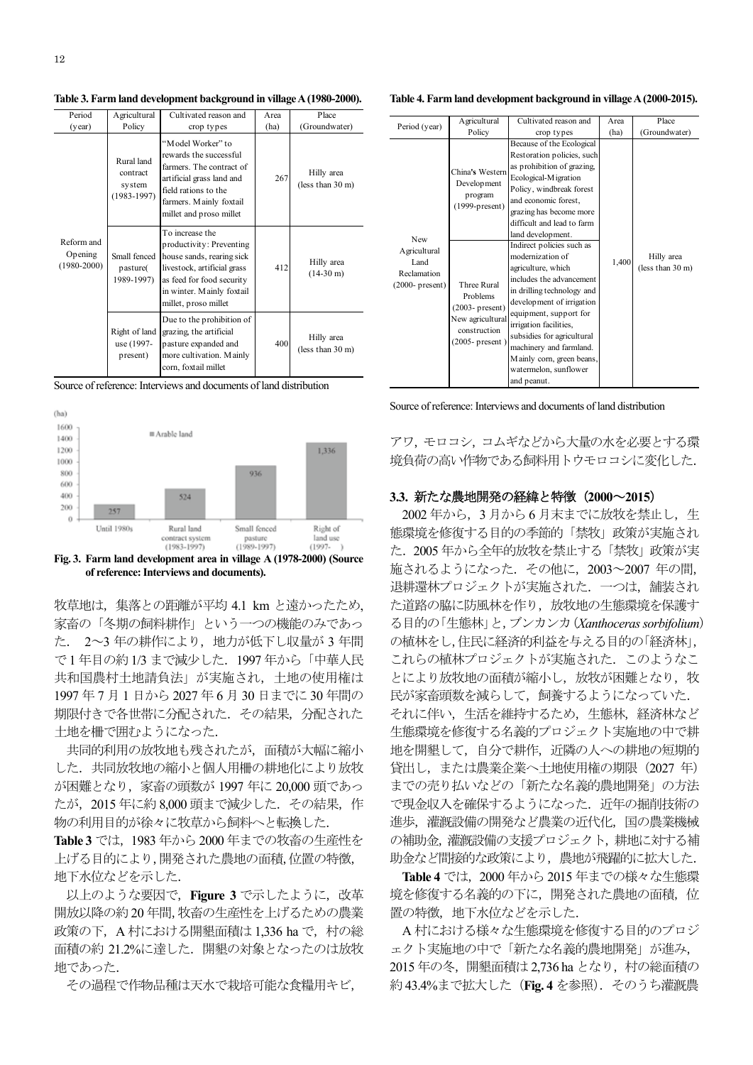**Table 3. Farm land development background in village A (1980-2000).**

| Period (year) | Agricultural Policy | Cultivated reason and crop types | Area (ha) | Place (Groundwater) |
|---|---|---|---|---|
| Reform and Opening (1980-2000) | Rural land contract system (1983-1997) | "Model Worker" to rewards the successful farmers. The contract of artificial grass land and field rations to the farmers. Mainly foxtail millet and proso millet | 267 | Hilly area (less than 30 m) |
| | Small fenced pasture( 1989-1997) | To increase the productivity: Preventing house sands, rearing sick livestock, artificial grass as feed for food security in winter. Mainly foxtail millet, proso millet | 412 | Hilly area (14-30 m) |
| | Right of land use (1997-present) | Due to the prohibition of grazing, the artificial pasture expanded and more cultivation. Mainly corn, foxtail millet | 400 | Hilly area (less than 30 m) |

Source of reference: Interviews and documents of land distribution

(ha)
Arable land

| | Until 1980s | Rural land contract system (1983-1997) | Small fenced pasture (1989-1997) | Right of land use (1997- ) |
|---|---|---|---|---|
| Arable land | 257 | 524 | 936 | 1,336 |

**Fig. 3. Farm land development area in village A (1978-2000) (Source of reference: Interviews and documents).**

牧草地は，集落との距離が平均 4.1 km と遠かったため，家畜の「冬期の飼料耕作」という一つの機能のみであった． 2〜3 年の耕作により，地力が低下し収量が 3 年間で 1 年目の約 1/3 まで減少した．1997 年から「中華人民共和国農村土地請負法」が実施され，土地の使用権は 1997 年 7 月 1 日から 2027 年 6 月 30 日までに 30 年間の期限付きで各世帯に分配された．その結果，分配された土地を柵で囲むようになった．

共同的利用の放牧地も残されたが，面積が大幅に縮小した．共同放牧地の縮小と個人用柵の耕地化により放牧が困難となり，家畜の頭数が 1997 年に 20,000 頭であったが，2015 年に約 8,000 頭まで減少した．その結果，作物の利用目的が徐々に牧草から飼料へと転換した．

**Table 3** では，1983 年から 2000 年までの牧畜の生産性を上げる目的により，開発された農地の面積，位置の特徴，地下水位などを示した．

以上のような要因で，**Figure 3** で示したように，改革開放以降の約 20 年間，牧畜の生産性を上げるための農業政策の下，A 村における開墾面積は 1,336 ha で，村の総面積の約 21.2%に達した．開墾の対象となったのは放牧地であった．

その過程で作物品種は天水で栽培可能な食糧用キビ，アワ，モロコシ，コムギなどから大量の水を必要とする環境負荷の高い作物である飼料用トウモロコシに変化した．

**Table 4. Farm land development background in village A (2000-2015).**

| Period (year) | Agricultural Policy | Cultivated reason and crop types | Area (ha) | Place (Groundwater) |
|---|---|---|---|---|
| New Agricultural Land Reclamation (2000- present) | China's Western Development program (1999-present) | Because of the Ecological Restoration policies, such as prohibition of grazing, Ecological-Migration Policy, windbreak forest and economic forest, grazing has become more difficult and lead to farm land development. | 1,400 | Hilly area (less than 30 m) |
| | Three Rural Problems (2003- present) New agricultural construction (2005- present ) | Indirect policies such as modernization of agriculture, which includes the advancement in drilling technology and development of irrigation equipment, support for irrigation facilities, subsidies for agricultural machinery and farmland. Mainly corn, green beans, watermelon, sunflower and peanut. | | |

Source of reference: Interviews and documents of land distribution

### 3.3. 新たな農地開発の経緯と特徴（2000〜2015）

2002 年から，3 月から 6 月末までに放牧を禁止し，生態環境を修復する目的の季節的「禁牧」政策が実施された．2005 年から全年的放牧を禁止する「禁牧」政策が実施されるようになった．その他に，2003〜2007 年の間，退耕還林プロジェクトが実施された．一つは，舗装された道路の脇に防風林を作り，放牧地の生態環境を保護する目的の「生態林」と，ブンカンカ（*Xanthoceras sorbifolium*）の植林をし，住民に経済的利益を与える目的の「経済林」，これらの植林プロジェクトが実施された．このようなことにより放牧地の面積が縮小し，放牧が困難となり，牧民が家畜頭数を減らして，飼養するようになっていた．それに伴い，生活を維持するため，生態林，経済林など生態環境を修復する名義的プロジェクト実施地の中で耕地を開墾して，自分で耕作，近隣の人への耕地の短期的貸出し，または農業企業へ土地使用権の期限（2027 年）までの売り払いなどの「新たな名義的農地開発」の方法で現金収入を確保するようになった．近年の掘削技術の進歩，灌漑設備の開発など農業の近代化，国の農業機械の補助金，灌漑設備の支援プロジェクト，耕地に対する補助金など間接的な政策により，農地が飛躍的に拡大した．

**Table 4** では，2000 年から 2015 年までの様々な生態環境を修復する名義的の下に，開発された農地の面積，位置の特徴，地下水位などを示した．

A 村における様々な生態環境を修復する目的のプロジェクト実施地の中で「新たな名義的農地開発」が進み，2015 年の冬，開墾面積は 2,736 ha となり，村の総面積の約 43.4%まで拡大した（**Fig. 4** を参照）．そのうち灌漑農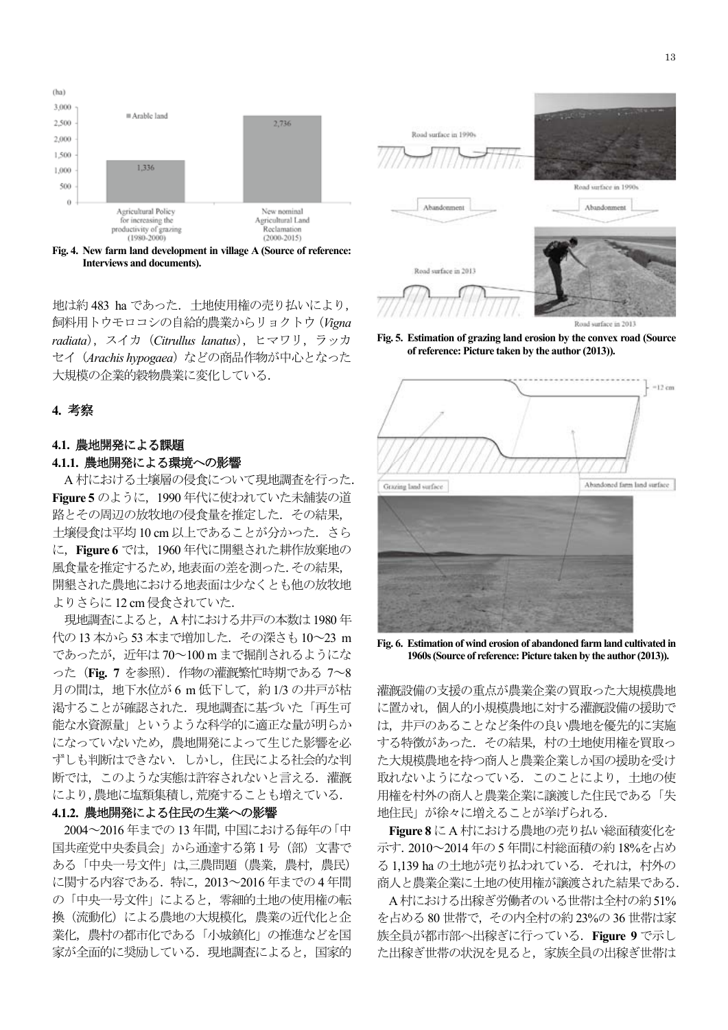Fig. 4. New farm land development in village A (Source of reference: Interviews and documents).

地は約 483 ha であった．土地使用権の売り払いにより，飼料用トウモロコシの自給的農業からリョクトウ（*Vigna radiata*），スイカ（*Citrullus lanatus*），ヒマワリ，ラッカセイ（*Arachis hypogaea*）などの商品作物が中心となった大規模の企業的穀物農業に変化している．

## 4. 考察

### 4.1. 農地開発による課題

#### 4.1.1. 農地開発による環境への影響

A 村における土壌層の侵食について現地調査を行った．**Figure 5** のように，1990 年代に使われていた未舗装の道路とその周辺の放牧地の侵食量を推定した．その結果，土壌侵食は平均 10 cm 以上であることが分かった．さらに，**Figure 6** では，1960 年代に開墾された耕作放棄地の風食量を推定するため，地表面の差を測った．その結果，開墾された農地における地表面は少なくとも他の放牧地よりさらに 12 cm 侵食されていた．

現地調査によると，A 村における井戸の本数は 1980 年代の 13 本から 53 本まで増加した．その深さも 10〜23 m であったが，近年は 70〜100 m まで掘削されるようになった（**Fig. 7** を参照）．作物の灌漑繁忙時期である 7〜8 月の間は，地下水位が 6 m 低下して，約 1/3 の井戸が枯渇することが確認された．現地調査に基づいた「再生可能な水資源量」というような科学的に適正な量が明らかになっていないため，農地開発によって生じた影響を必ずしも判断はできない．しかし，住民による社会的な判断では，このような実態は許容されないと言える．灌漑により，農地に塩類集積し，荒廃することも増えている．

#### 4.1.2. 農地開発による住民の生業への影響

2004〜2016 年までの 13 年間，中国における毎年の「中国共産党中央委員会」から通達する第 1 号（部）文書である「中央一号文件」は,三農問題（農業，農村，農民）に関する内容である．特に，2013〜2016 年までの 4 年間の「中央一号文件」によると，零細的土地の使用権の転換（流動化）による農地の大規模化，農業の近代化と企業化，農村の都市化である「小城鎮化」の推進などを国家が全面的に奨励している．現地調査によると，国家的

Fig. 5. Estimation of grazing land erosion by the convex road (Source of reference: Picture taken by the author (2013)).

Fig. 6. Estimation of wind erosion of abandoned farm land cultivated in 1960s (Source of reference: Picture taken by the author (2013)).

灌漑設備の支援の重点が農業企業の買取った大規模農地に置かれ，個人的小規模農地に対する灌漑設備の援助では，井戸のあることなど条件の良い農地を優先的に実施する特徴があった．その結果，村の土地使用権を買取った大規模農地を持つ商人と農業企業しか国の援助を受け取れないようになっている．このことにより，土地の使用権を村外の商人と農業企業に譲渡した住民である「失地住民」が徐々に増えることが挙げられる．

**Figure 8** に A 村における農地の売り払い総面積変化を示す. 2010〜2014 年の 5 年間に村総面積の約 18%を占める 1,139 ha の土地が売り払われている．それは，村外の商人と農業企業に土地の使用権が譲渡された結果である．

A 村における出稼ぎ労働者のいる世帯は全村の約 51%を占める 80 世帯で，その内全村の約 23%の 36 世帯は家族全員が都市部へ出稼ぎに行っている．**Figure 9** で示した出稼ぎ世帯の状況を見ると，家族全員の出稼ぎ世帯は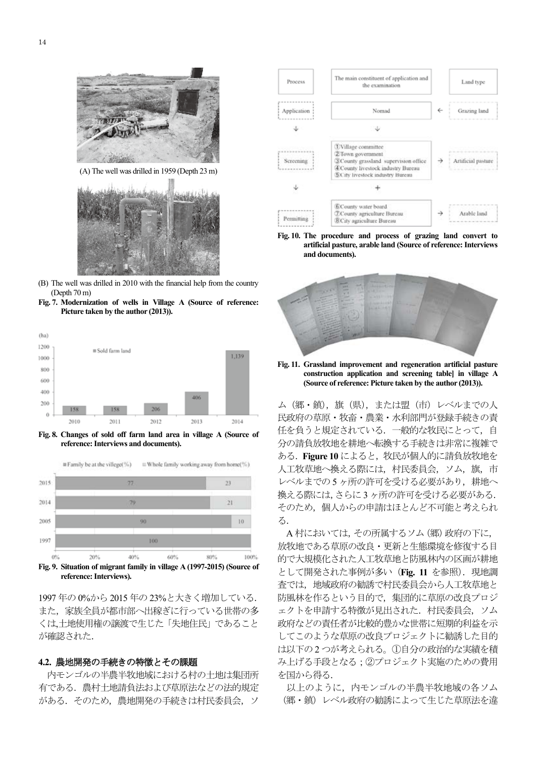(A) The well was drilled in 1959 (Depth 23 m)

(B) The well was drilled in 2010 with the financial help from the country (Depth 70 m)

**Fig. 7. Modernization of wells in Village A (Source of reference: Picture taken by the author (2013)).**

**Fig. 8. Changes of sold off farm land area in village A (Source of reference: Interviews and documents).**

**Fig. 9. Situation of migrant family in village A (1997-2015) (Source of reference: Interviews).**

1997 年の 0%から 2015 年の 23%と大きく増加している．また，家族全員が都市部へ出稼ぎに行っている世帯の多くは,土地使用権の譲渡で生じた「失地住民」であることが確認された.

### 4.2. 農地開発の手続きの特徴とその課題

内モンゴルの半農半牧地域における村の土地は集団所有である．農村土地請負法および草原法などの法的規定がある．そのため，農地開発の手続きは村民委員会，ソム（郷・鎮），旗（県），または盟（市）レベルまでの人民政府の草原・牧畜・農業・水利部門が登録手続きの責任を負うと規定されている．一般的な牧民にとって，自分の請負放牧地を耕地へ転換する手続きは非常に複雑である．**Figure 10** によると，牧民が個人的に請負放牧地を人工牧草地へ換える際には，村民委員会，ソム，旗，市レベルまでの 5 ヶ所の許可を受ける必要があり，耕地へ換える際には, さらに 3 ヶ所の許可を受ける必要がある．そのため，個人からの申請はほとんど不可能と考えられる．

**Fig. 10. The procedure and process of grazing land convert to artificial pasture, arable land (Source of reference: Interviews and documents).**

**Fig. 11. Grassland improvement and regeneration artificial pasture construction application and screening table] in village A (Source of reference: Picture taken by the author (2013)).**

A 村においては, その所属するソム (郷) 政府の下に, 放牧地である草原の改良・更新と生態環境を修復する目的で大規模化された人工牧草地と防風林内の区画が耕地として開発された事例が多い（**Fig. 11** を参照）．現地調査では，地域政府の勧誘で村民委員会から人工牧草地と防風林を作るという目的で，集団的に草原の改良プロジェクトを申請する特徴が見出された．村民委員会，ソム政府などの責任者が比較的豊かな世帯に短期的利益を示してこのような草原の改良プロジェクトに勧誘した目的は以下の 2 つが考えられる。①自分の政治的な実績を積み上げる手段となる；②プロジェクト実施のための費用を国から得る．

以上のように，内モンゴルの半農半牧地域の各ソム（郷・鎮）レベル政府の勧誘によって生じた草原法を違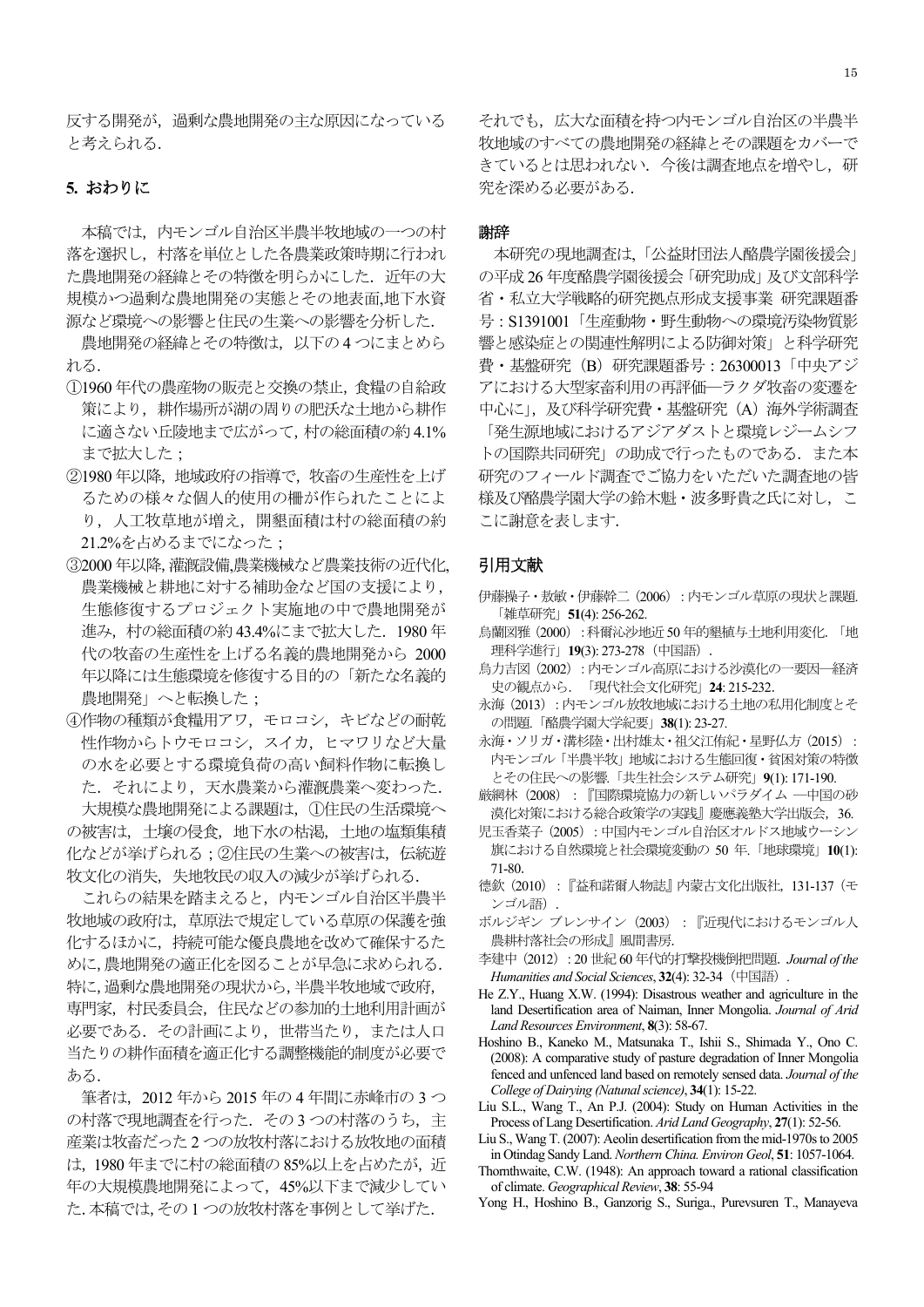反する開発が，過剰な農地開発の主な原因になっていると考えられる．

## 5. おわりに

本稿では，内モンゴル自治区半農半牧地域の一つの村落を選択し，村落を単位とした各農業政策時期に行われた農地開発の経緯とその特徴を明らかにした．近年の大規模かつ過剰な農地開発の実態とその地表面,地下水資源など環境への影響と住民の生業への影響を分析した．

農地開発の経緯とその特徴は，以下の 4 つにまとめられる．

①1960 年代の農産物の販売と交換の禁止，食糧の自給政策により，耕作場所が湖の周りの肥沃な土地から耕作に適さない丘陵地まで広がって，村の総面積の約 4.1%まで拡大した；

②1980 年以降，地域政府の指導で，牧畜の生産性を上げるための様々な個人的使用の柵が作られたことにより，人工牧草地が増え，開墾面積は村の総面積の約 21.2%を占めるまでになった；

③2000 年以降, 灌漑設備,農業機械など農業技術の近代化,農業機械と耕地に対する補助金など国の支援により，生態修復するプロジェクト実施地の中で農地開発が進み，村の総面積の約 43.4%にまで拡大した．1980 年代の牧畜の生産性を上げる名義的農地開発から 2000 年以降には生態環境を修復する目的の「新たな名義的農地開発」へと転換した；

④作物の種類が食糧用アワ，モロコシ，キビなどの耐乾性作物からトウモロコシ，スイカ，ヒマワリなど大量の水を必要とする環境負荷の高い飼料作物に転換した．それにより，天水農業から灌漑農業へ変わった．

大規模な農地開発による課題は，①住民の生活環境への被害は，土壌の侵食，地下水の枯渇，土地の塩類集積化などが挙げられる；②住民の生業への被害は，伝統遊牧文化の消失，失地牧民の収入の減少が挙げられる．

これらの結果を踏まえると，内モンゴル自治区半農半牧地域の政府は，草原法で規定している草原の保護を強化するほかに，持続可能な優良農地を改めて確保するために, 農地開発の適正化を図ることが早急に求められる．特に, 過剰な農地開発の現状から, 半農半牧地域で政府, 専門家，村民委員会，住民などの参加的土地利用計画が必要である．その計画により，世帯当たり，または人口当たりの耕作面積を適正化する調整機能的制度が必要である．

筆者は，2012 年から 2015 年の 4 年間に赤峰市の 3 つの村落で現地調査を行った．その 3 つの村落のうち，主産業は牧畜だった 2 つの放牧村落における放牧地の面積は，1980 年までに村の総面積の 85%以上を占めたが，近年の大規模農地開発によって，45%以下まで減少していた. 本稿では, その 1 つの放牧村落を事例として挙げた．それでも，広大な面積を持つ内モンゴル自治区の半農半牧地域のすべての農地開発の経緯とその課題をカバーできているとは思われない．今後は調査地点を増やし，研究を深める必要がある．

## 謝辞

本研究の現地調査は,「公益財団法人酪農学園後援会」の平成 26 年度酪農学園後援会「研究助成」及び文部科学省・私立大学戦略的研究拠点形成支援事業 研究課題番号：S1391001「生産動物・野生動物への環境汚染物質影響と感染症との関連性解明による防御対策」と科学研究費・基盤研究（B）研究課題番号：26300013「中央アジアにおける大型家畜利用の再評価―ラクダ牧畜の変遷を中心に」，及び科学研究費・基盤研究（A）海外学術調査「発生源地域におけるアジアダストと環境レジームシフトの国際共同研究」の助成で行ったものである．また本研究のフィールド調査でご協力をいただいた調査地の皆様及び酪農学園大学の鈴木魁・波多野貴之氏に対し，ここに謝意を表します．

## 引用文献

伊藤操子・敖敏・伊藤幹二（2006）：内モンゴル草原の現状と課題.「雑草研究」**51**(4): 256-262.

烏蘭図雅（2000）：科爾沁沙地近 50 年的墾植与土地利用変化．「地理科学進行」**19**(3): 273-278（中国語）.

烏力吉図（2002）：内モンゴル高原における沙漠化の一要因―経済史の観点から．「現代社会文化研究」**24**: 215-232.

永海（2013）：内モンゴル放牧地域における土地の私用化制度とその問題.「酪農学園大学紀要」**38**(1): 23-27.

永海・ソリガ・溝杉陸・出村雄太・祖父江侑紀・星野仏方（2015）：内モンゴル「半農半牧」地域における生態回復・貧困対策の特徴とその住民への影響.「共生社会システム研究」**9**(1): 171-190.

厳網林（2008）：『国際環境協力の新しいパラダイム ―中国の砂漠化対策における総合政策学の実践』慶應義塾大学出版会，36.

児玉香菜子（2005）：中国内モンゴル自治区オルドス地域ウーシン旗における自然環境と社会環境変動の 50 年.「地球環境」**10**(1): 71-80.

德欽（2010）：『益和諾爾人物誌』内蒙古文化出版社，131-137（モンゴル語）.

ボルジギン ブレンサイン（2003）：『近現代におけるモンゴル人農耕村落社会の形成』風間書房.

李建中（2012）：20 世紀 60 年代的打撃投機倒把問題. *Journal of the Humanities and Social Sciences*, **32**(4): 32-34（中国語）.

He Z.Y., Huang X.W. (1994): Disastrous weather and agriculture in the land Desertification area of Naiman, Inner Mongolia. *Journal of Arid Land Resources Environment*, **8**(3): 58-67.

Hoshino B., Kaneko M., Matsunaka T., Ishii S., Shimada Y., Ono C. (2008): A comparative study of pasture degradation of Inner Mongolia fenced and unfenced land based on remotely sensed data. *Journal of the College of Dairying (Natunal science)*, **34**(1): 15-22.

Liu S.L., Wang T., An P.J. (2004): Study on Human Activities in the Process of Lang Desertification. *Arid Land Geography*, **27**(1): 52-56.

Liu S., Wang T. (2007): Aeolin desertification from the mid-1970s to 2005 in Otindag Sandy Land. *Northern China. Environ Geol*, **51**: 1057-1064.

Thornthwaite, C.W. (1948): An approach toward a rational classification of climate. *Geographical Review*, **38**: 55-94

Yong H., Hoshino B., Ganzorig S., Suriga., Purevsuren T., Manayeva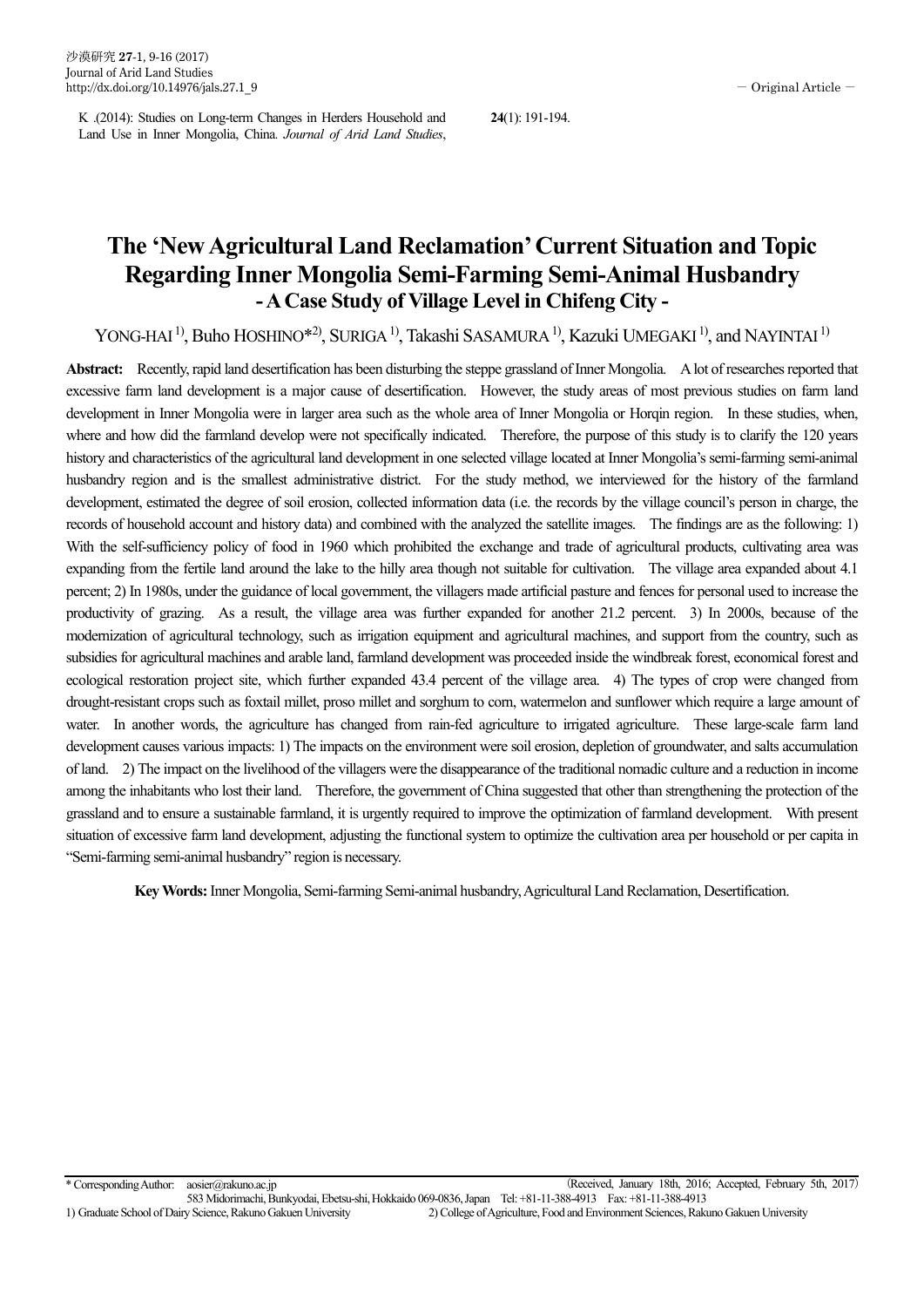K .(2014): Studies on Long-term Changes in Herders Household and Land Use in Inner Mongolia, China. *Journal of Arid Land Studies*, **24**(1): 191-194.

# The 'New Agricultural Land Reclamation' Current Situation and Topic Regarding Inner Mongolia Semi-Farming Semi-Animal Husbandry
## - A Case Study of Village Level in Chifeng City -

YONG-HAI[1], Buho HOSHINO*[2], SURIGA[1], Takashi SASAMURA[1], Kazuki UMEGAKI[1], and NAYINTAI[1]

**Abstract:** Recently, rapid land desertification has been disturbing the steppe grassland of Inner Mongolia. A lot of researches reported that excessive farm land development is a major cause of desertification. However, the study areas of most previous studies on farm land development in Inner Mongolia were in larger area such as the whole area of Inner Mongolia or Horqin region. In these studies, when, where and how did the farmland develop were not specifically indicated. Therefore, the purpose of this study is to clarify the 120 years history and characteristics of the agricultural land development in one selected village located at Inner Mongolia's semi-farming semi-animal husbandry region and is the smallest administrative district. For the study method, we interviewed for the history of the farmland development, estimated the degree of soil erosion, collected information data (i.e. the records by the village council's person in charge, the records of household account and history data) and combined with the analyzed the satellite images. The findings are as the following: 1) With the self-sufficiency policy of food in 1960 which prohibited the exchange and trade of agricultural products, cultivating area was expanding from the fertile land around the lake to the hilly area though not suitable for cultivation. The village area expanded about 4.1 percent; 2) In 1980s, under the guidance of local government, the villagers made artificial pasture and fences for personal used to increase the productivity of grazing. As a result, the village area was further expanded for another 21.2 percent. 3) In 2000s, because of the modernization of agricultural technology, such as irrigation equipment and agricultural machines, and support from the country, such as subsidies for agricultural machines and arable land, farmland development was proceeded inside the windbreak forest, economical forest and ecological restoration project site, which further expanded 43.4 percent of the village area. 4) The types of crop were changed from drought-resistant crops such as foxtail millet, proso millet and sorghum to corn, watermelon and sunflower which require a large amount of water. In another words, the agriculture has changed from rain-fed agriculture to irrigated agriculture. These large-scale farm land development causes various impacts: 1) The impacts on the environment were soil erosion, depletion of groundwater, and salts accumulation of land. 2) The impact on the livelihood of the villagers were the disappearance of the traditional nomadic culture and a reduction in income among the inhabitants who lost their land. Therefore, the government of China suggested that other than strengthening the protection of the grassland and to ensure a sustainable farmland, it is urgently required to improve the optimization of farmland development. With present situation of excessive farm land development, adjusting the functional system to optimize the cultivation area per household or per capita in "Semi-farming semi-animal husbandry" region is necessary.

**Key Words:** Inner Mongolia, Semi-farming Semi-animal husbandry, Agricultural Land Reclamation, Desertification.

\* Corresponding Author: aosier@rakuno.ac.jp (Received, January 18th, 2016; Accepted, February 5th, 2017)
583 Midorimachi, Bunkyodai, Ebetsu-shi, Hokkaido 069-0836, Japan Tel: +81-11-388-4913 Fax: +81-11-388-4913

1) Graduate School of Dairy Science, Rakuno Gakuen University
2) College of Agriculture, Food and Environment Sciences, Rakuno Gakuen University